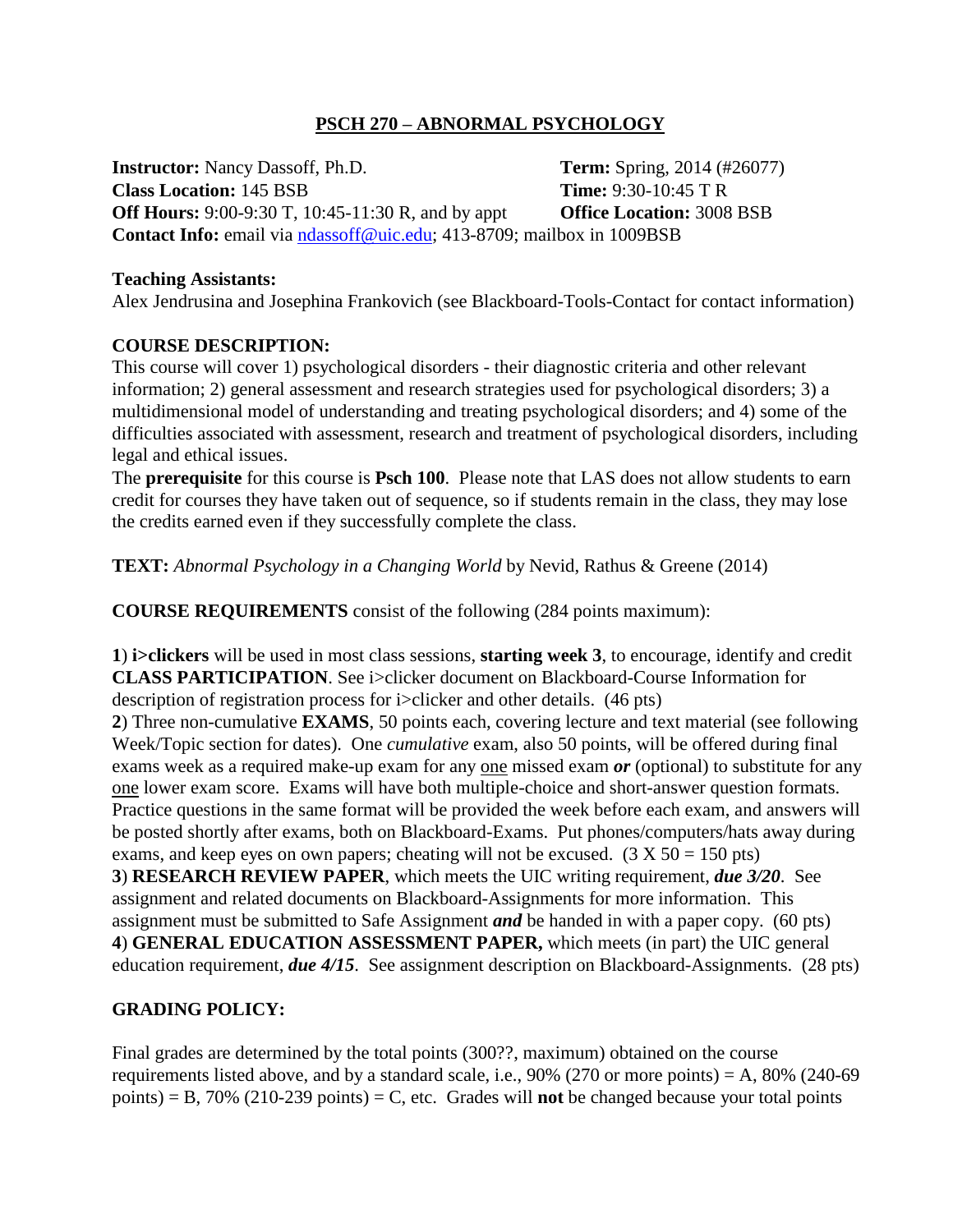## PSCH 270 – ABNORMAL PSYCHOLOGY

**Instructor:** Nancy Dassoff, Ph.D.
**Term:** Spring, 2014 (#26077)
**Class Location:** 145 BSB
**Time:** 9:30-10:45 T R
**Off Hours:** 9:00-9:30 T, 10:45-11:30 R, and by appt
**Office Location:** 3008 BSB
**Contact Info:** email via ndassoff@uic.edu; 413-8709; mailbox in 1009BSB

**Teaching Assistants:**
Alex Jendrusina and Josephina Frankovich (see Blackboard-Tools-Contact for contact information)

**COURSE DESCRIPTION:**
This course will cover 1) psychological disorders - their diagnostic criteria and other relevant information; 2) general assessment and research strategies used for psychological disorders; 3) a multidimensional model of understanding and treating psychological disorders; and 4) some of the difficulties associated with assessment, research and treatment of psychological disorders, including legal and ethical issues.
The **prerequisite** for this course is **Psch 100**. Please note that LAS does not allow students to earn credit for courses they have taken out of sequence, so if students remain in the class, they may lose the credits earned even if they successfully complete the class.

**TEXT:** *Abnormal Psychology in a Changing World* by Nevid, Rathus & Greene (2014)

**COURSE REQUIREMENTS** consist of the following (284 points maximum):

**1**) **i>clickers** will be used in most class sessions, **starting week 3**, to encourage, identify and credit **CLASS PARTICIPATION**. See i>clicker document on Blackboard-Course Information for description of registration process for i>clicker and other details. (46 pts)
**2**) Three non-cumulative **EXAMS**, 50 points each, covering lecture and text material (see following Week/Topic section for dates). One *cumulative* exam, also 50 points, will be offered during final exams week as a required make-up exam for any <u>one</u> missed exam ***or*** (optional) to substitute for any <u>one</u> lower exam score. Exams will have both multiple-choice and short-answer question formats. Practice questions in the same format will be provided the week before each exam, and answers will be posted shortly after exams, both on Blackboard-Exams. Put phones/computers/hats away during exams, and keep eyes on own papers; cheating will not be excused. (3 X 50 = 150 pts)
**3**) **RESEARCH REVIEW PAPER**, which meets the UIC writing requirement, ***due 3/20***. See assignment and related documents on Blackboard-Assignments for more information. This assignment must be submitted to Safe Assignment ***and*** be handed in with a paper copy. (60 pts)
**4**) **GENERAL EDUCATION ASSESSMENT PAPER,** which meets (in part) the UIC general education requirement, ***due 4/15***. See assignment description on Blackboard-Assignments. (28 pts)

**GRADING POLICY:**

Final grades are determined by the total points (300??, maximum) obtained on the course requirements listed above, and by a standard scale, i.e., 90% (270 or more points) = A, 80% (240-69 points) = B, 70% (210-239 points) = C, etc. Grades will **not** be changed because your total points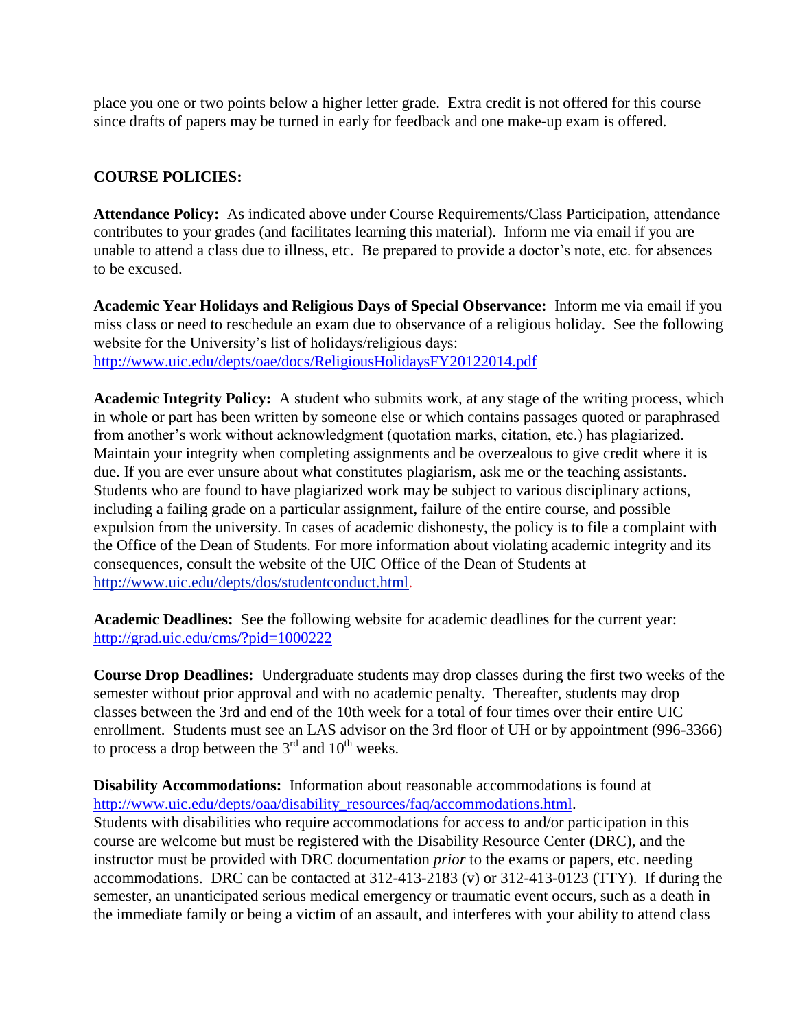place you one or two points below a higher letter grade. Extra credit is not offered for this course since drafts of papers may be turned in early for feedback and one make-up exam is offered.

## COURSE POLICIES:

**Attendance Policy:** As indicated above under Course Requirements/Class Participation, attendance contributes to your grades (and facilitates learning this material). Inform me via email if you are unable to attend a class due to illness, etc. Be prepared to provide a doctor's note, etc. for absences to be excused.

**Academic Year Holidays and Religious Days of Special Observance:** Inform me via email if you miss class or need to reschedule an exam due to observance of a religious holiday. See the following website for the University's list of holidays/religious days: http://www.uic.edu/depts/oae/docs/ReligiousHolidaysFY20122014.pdf

**Academic Integrity Policy:** A student who submits work, at any stage of the writing process, which in whole or part has been written by someone else or which contains passages quoted or paraphrased from another's work without acknowledgment (quotation marks, citation, etc.) has plagiarized. Maintain your integrity when completing assignments and be overzealous to give credit where it is due. If you are ever unsure about what constitutes plagiarism, ask me or the teaching assistants. Students who are found to have plagiarized work may be subject to various disciplinary actions, including a failing grade on a particular assignment, failure of the entire course, and possible expulsion from the university. In cases of academic dishonesty, the policy is to file a complaint with the Office of the Dean of Students. For more information about violating academic integrity and its consequences, consult the website of the UIC Office of the Dean of Students at http://www.uic.edu/depts/dos/studentconduct.html.

**Academic Deadlines:** See the following website for academic deadlines for the current year: http://grad.uic.edu/cms/?pid=1000222

**Course Drop Deadlines:** Undergraduate students may drop classes during the first two weeks of the semester without prior approval and with no academic penalty. Thereafter, students may drop classes between the 3rd and end of the 10th week for a total of four times over their entire UIC enrollment. Students must see an LAS advisor on the 3rd floor of UH or by appointment (996-3366) to process a drop between the 3rd and 10th weeks.

**Disability Accommodations:** Information about reasonable accommodations is found at http://www.uic.edu/depts/oaa/disability_resources/faq/accommodations.html.
Students with disabilities who require accommodations for access to and/or participation in this course are welcome but must be registered with the Disability Resource Center (DRC), and the instructor must be provided with DRC documentation *prior* to the exams or papers, etc. needing accommodations. DRC can be contacted at 312-413-2183 (v) or 312-413-0123 (TTY). If during the semester, an unanticipated serious medical emergency or traumatic event occurs, such as a death in the immediate family or being a victim of an assault, and interferes with your ability to attend class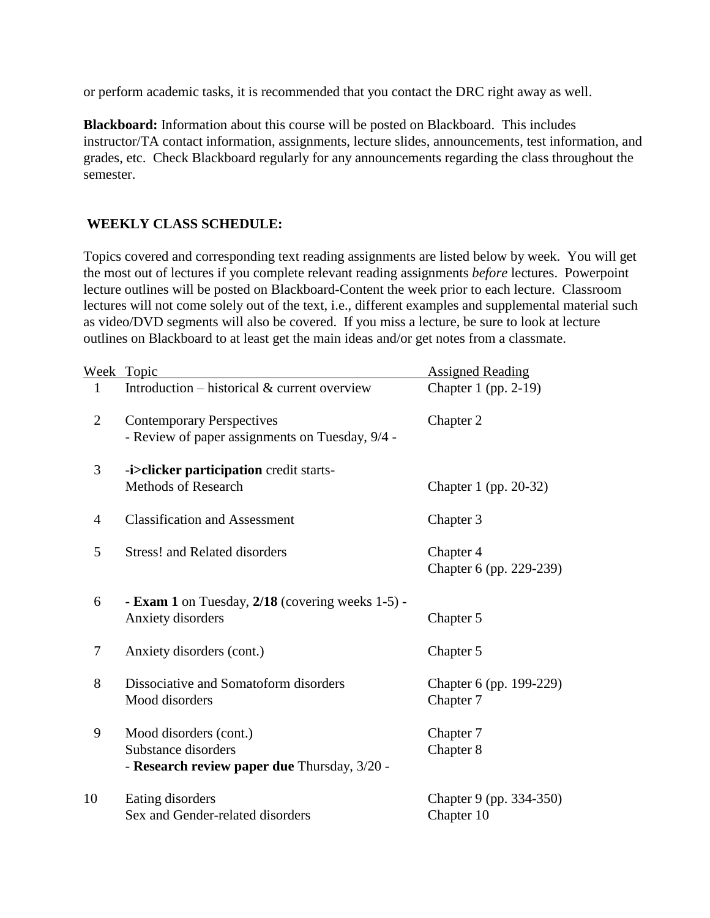or perform academic tasks, it is recommended that you contact the DRC right away as well.

**Blackboard:** Information about this course will be posted on Blackboard. This includes instructor/TA contact information, assignments, lecture slides, announcements, test information, and grades, etc. Check Blackboard regularly for any announcements regarding the class throughout the semester.

## WEEKLY CLASS SCHEDULE:

Topics covered and corresponding text reading assignments are listed below by week. You will get the most out of lectures if you complete relevant reading assignments *before* lectures. Powerpoint lecture outlines will be posted on Blackboard-Content the week prior to each lecture. Classroom lectures will not come solely out of the text, i.e., different examples and supplemental material such as video/DVD segments will also be covered. If you miss a lecture, be sure to look at lecture outlines on Blackboard to at least get the main ideas and/or get notes from a classmate.

| Week | Topic | Assigned Reading |
|---|---|---|
| 1 | Introduction – historical & current overview | Chapter 1 (pp. 2-19) |
| 2 | Contemporary Perspectives<br>- Review of paper assignments on Tuesday, 9/4 - | Chapter 2 |
| 3 | -**i>clicker participation** credit starts-<br>Methods of Research | Chapter 1 (pp. 20-32) |
| 4 | Classification and Assessment | Chapter 3 |
| 5 | Stress! and Related disorders | Chapter 4<br>Chapter 6 (pp. 229-239) |
| 6 | - **Exam 1** on Tuesday, **2/18** (covering weeks 1-5) -<br>Anxiety disorders | Chapter 5 |
| 7 | Anxiety disorders (cont.) | Chapter 5 |
| 8 | Dissociative and Somatoform disorders<br>Mood disorders | Chapter 6 (pp. 199-229)<br>Chapter 7 |
| 9 | Mood disorders (cont.)<br>Substance disorders<br>- **Research review paper due** Thursday, 3/20 - | Chapter 7<br>Chapter 8 |
| 10 | Eating disorders<br>Sex and Gender-related disorders | Chapter 9 (pp. 334-350)<br>Chapter 10 |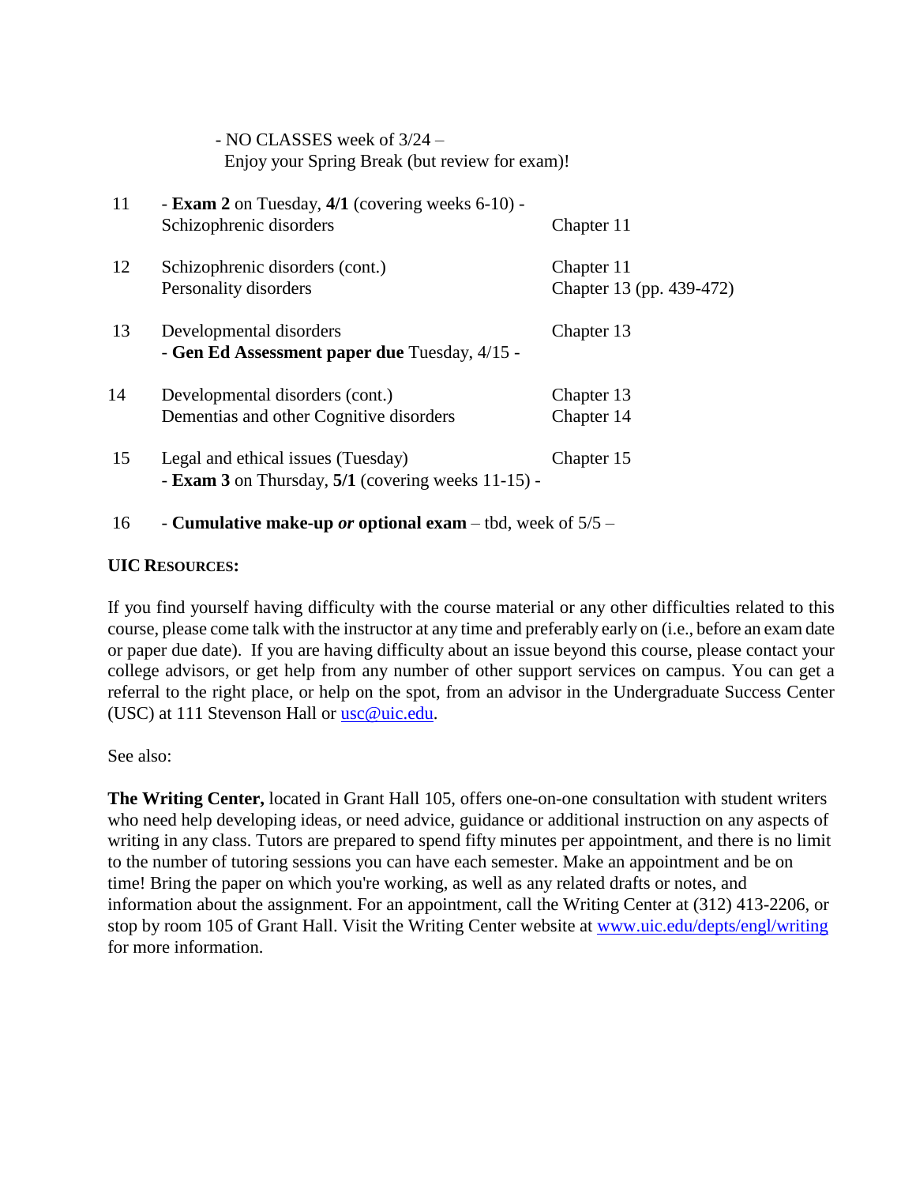- NO CLASSES week of 3/24 –
Enjoy your Spring Break (but review for exam)!

| Week | Topic | Reading |
|---|---|---|
| 11 | - **Exam 2** on Tuesday, **4/1** (covering weeks 6-10) -<br>Schizophrenic disorders | Chapter 11 |
| 12 | Schizophrenic disorders (cont.)<br>Personality disorders | Chapter 11<br>Chapter 13 (pp. 439-472) |
| 13 | Developmental disorders<br>- **Gen Ed Assessment paper due** Tuesday, 4/15 - | Chapter 13 |
| 14 | Developmental disorders (cont.)<br>Dementias and other Cognitive disorders | Chapter 13<br>Chapter 14 |
| 15 | Legal and ethical issues (Tuesday)<br>- **Exam 3** on Thursday, **5/1** (covering weeks 11-15) - | Chapter 15 |
| 16 | - **Cumulative make-up *or* optional exam** – tbd, week of 5/5 – | |

**UIC RESOURCES:**

If you find yourself having difficulty with the course material or any other difficulties related to this course, please come talk with the instructor at any time and preferably early on (i.e., before an exam date or paper due date). If you are having difficulty about an issue beyond this course, please contact your college advisors, or get help from any number of other support services on campus. You can get a referral to the right place, or help on the spot, from an advisor in the Undergraduate Success Center (USC) at 111 Stevenson Hall or usc@uic.edu.

See also:

**The Writing Center,** located in Grant Hall 105, offers one-on-one consultation with student writers who need help developing ideas, or need advice, guidance or additional instruction on any aspects of writing in any class. Tutors are prepared to spend fifty minutes per appointment, and there is no limit to the number of tutoring sessions you can have each semester. Make an appointment and be on time! Bring the paper on which you're working, as well as any related drafts or notes, and information about the assignment. For an appointment, call the Writing Center at (312) 413-2206, or stop by room 105 of Grant Hall. Visit the Writing Center website at www.uic.edu/depts/engl/writing for more information.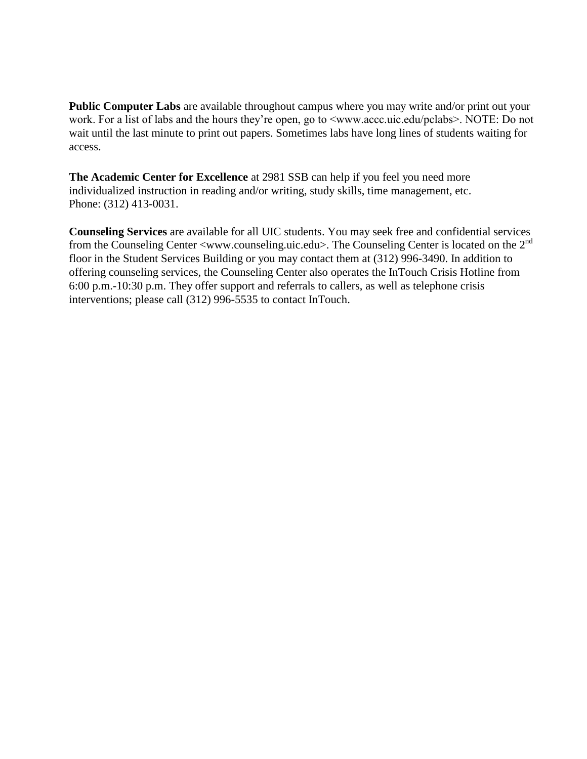**Public Computer Labs** are available throughout campus where you may write and/or print out your work. For a list of labs and the hours they're open, go to <www.accc.uic.edu/pclabs>. NOTE: Do not wait until the last minute to print out papers. Sometimes labs have long lines of students waiting for access.

**The Academic Center for Excellence** at 2981 SSB can help if you feel you need more individualized instruction in reading and/or writing, study skills, time management, etc. Phone: (312) 413-0031.

**Counseling Services** are available for all UIC students. You may seek free and confidential services from the Counseling Center <www.counseling.uic.edu>. The Counseling Center is located on the 2nd floor in the Student Services Building or you may contact them at (312) 996-3490. In addition to offering counseling services, the Counseling Center also operates the InTouch Crisis Hotline from 6:00 p.m.-10:30 p.m. They offer support and referrals to callers, as well as telephone crisis interventions; please call (312) 996-5535 to contact InTouch.